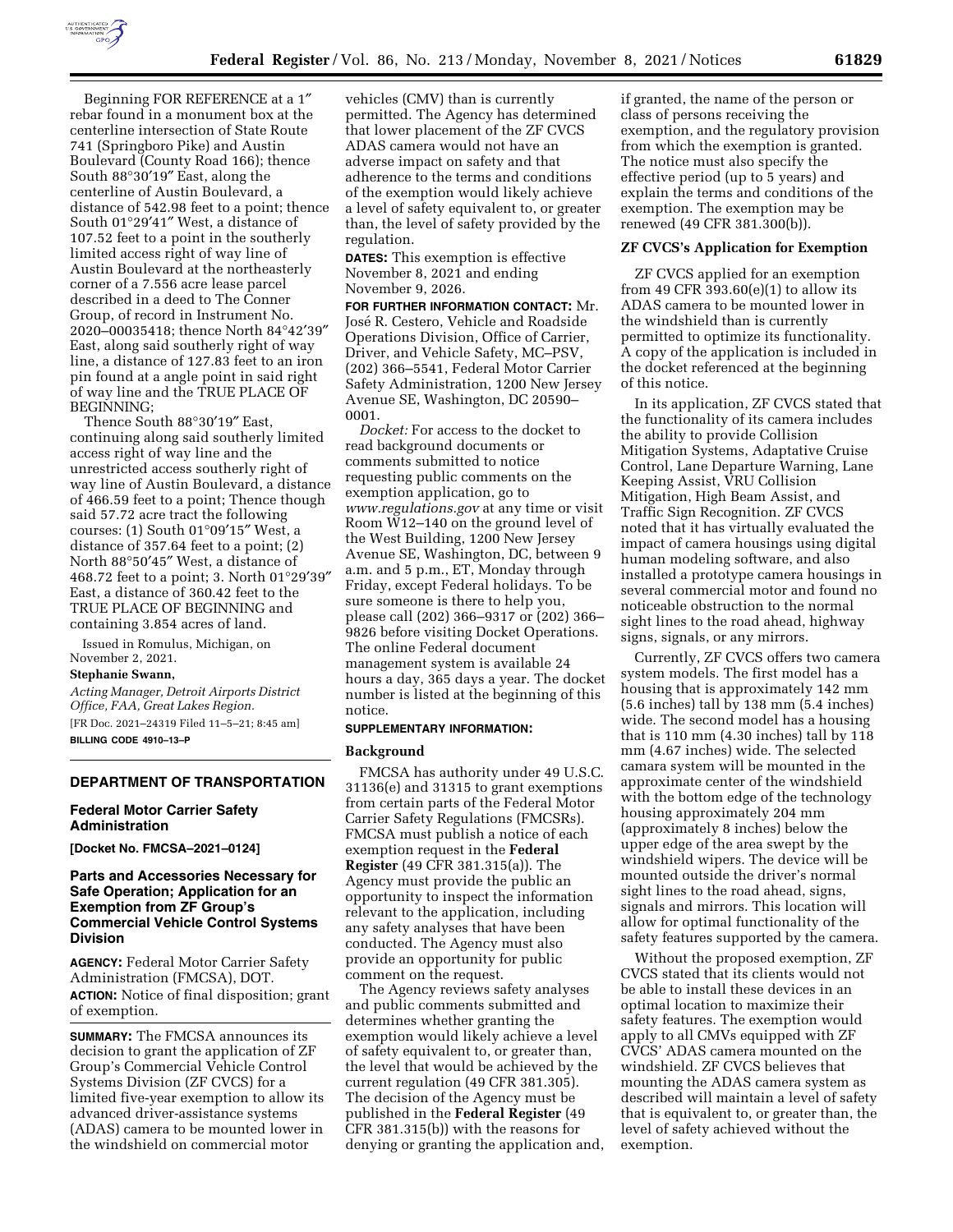Beginning FOR REFERENCE at a 1″ rebar found in a monument box at the centerline intersection of State Route 741 (Springboro Pike) and Austin Boulevard (County Road 166); thence South 88°30′19″ East, along the centerline of Austin Boulevard, a distance of 542.98 feet to a point; thence South 01°29′41″ West, a distance of 107.52 feet to a point in the southerly limited access right of way line of Austin Boulevard at the northeasterly corner of a 7.556 acre lease parcel described in a deed to The Conner Group, of record in Instrument No. 2020–00035418; thence North 84°42′39″ East, along said southerly right of way line, a distance of 127.83 feet to an iron pin found at a angle point in said right of way line and the TRUE PLACE OF BEGINNING;

Thence South 88°30′19″ East, continuing along said southerly limited access right of way line and the unrestricted access southerly right of way line of Austin Boulevard, a distance of 466.59 feet to a point; Thence though said 57.72 acre tract the following courses: (1) South 01°09′15″ West, a distance of 357.64 feet to a point; (2) North 88°50′45″ West, a distance of 468.72 feet to a point; 3. North 01°29′39″ East, a distance of 360.42 feet to the TRUE PLACE OF BEGINNING and containing 3.854 acres of land.

Issued in Romulus, Michigan, on November 2, 2021.

**Stephanie Swann,**

*Acting Manager, Detroit Airports District Office, FAA, Great Lakes Region.*

[FR Doc. 2021–24319 Filed 11–5–21; 8:45 am]

**BILLING CODE 4910–13–P**

## DEPARTMENT OF TRANSPORTATION

### Federal Motor Carrier Safety Administration

**[Docket No. FMCSA–2021–0124]**

### Parts and Accessories Necessary for Safe Operation; Application for an Exemption from ZF Group's Commercial Vehicle Control Systems Division

**AGENCY:** Federal Motor Carrier Safety Administration (FMCSA), DOT.

**ACTION:** Notice of final disposition; grant of exemption.

**SUMMARY:** The FMCSA announces its decision to grant the application of ZF Group's Commercial Vehicle Control Systems Division (ZF CVCS) for a limited five-year exemption to allow its advanced driver-assistance systems (ADAS) camera to be mounted lower in the windshield on commercial motor vehicles (CMV) than is currently permitted. The Agency has determined that lower placement of the ZF CVCS ADAS camera would not have an adverse impact on safety and that adherence to the terms and conditions of the exemption would likely achieve a level of safety equivalent to, or greater than, the level of safety provided by the regulation.

**DATES:** This exemption is effective November 8, 2021 and ending November 9, 2026.

**FOR FURTHER INFORMATION CONTACT:** Mr. José R. Cestero, Vehicle and Roadside Operations Division, Office of Carrier, Driver, and Vehicle Safety, MC–PSV, (202) 366–5541, Federal Motor Carrier Safety Administration, 1200 New Jersey Avenue SE, Washington, DC 20590–0001.

*Docket:* For access to the docket to read background documents or comments submitted to notice requesting public comments on the exemption application, go to *www.regulations.gov* at any time or visit Room W12–140 on the ground level of the West Building, 1200 New Jersey Avenue SE, Washington, DC, between 9 a.m. and 5 p.m., ET, Monday through Friday, except Federal holidays. To be sure someone is there to help you, please call (202) 366–9317 or (202) 366–9826 before visiting Docket Operations. The online Federal document management system is available 24 hours a day, 365 days a year. The docket number is listed at the beginning of this notice.

**SUPPLEMENTARY INFORMATION:**

#### Background

FMCSA has authority under 49 U.S.C. 31136(e) and 31315 to grant exemptions from certain parts of the Federal Motor Carrier Safety Regulations (FMCSRs). FMCSA must publish a notice of each exemption request in the **Federal Register** (49 CFR 381.315(a)). The Agency must provide the public an opportunity to inspect the information relevant to the application, including any safety analyses that have been conducted. The Agency must also provide an opportunity for public comment on the request.

The Agency reviews safety analyses and public comments submitted and determines whether granting the exemption would likely achieve a level of safety equivalent to, or greater than, the level that would be achieved by the current regulation (49 CFR 381.305). The decision of the Agency must be published in the **Federal Register** (49 CFR 381.315(b)) with the reasons for denying or granting the application and, if granted, the name of the person or class of persons receiving the exemption, and the regulatory provision from which the exemption is granted. The notice must also specify the effective period (up to 5 years) and explain the terms and conditions of the exemption. The exemption may be renewed (49 CFR 381.300(b)).

#### ZF CVCS's Application for Exemption

ZF CVCS applied for an exemption from 49 CFR 393.60(e)(1) to allow its ADAS camera to be mounted lower in the windshield than is currently permitted to optimize its functionality. A copy of the application is included in the docket referenced at the beginning of this notice.

In its application, ZF CVCS stated that the functionality of its camera includes the ability to provide Collision Mitigation Systems, Adaptative Cruise Control, Lane Departure Warning, Lane Keeping Assist, VRU Collision Mitigation, High Beam Assist, and Traffic Sign Recognition. ZF CVCS noted that it has virtually evaluated the impact of camera housings using digital human modeling software, and also installed a prototype camera housings in several commercial motor and found no noticeable obstruction to the normal sight lines to the road ahead, highway signs, signals, or any mirrors.

Currently, ZF CVCS offers two camera system models. The first model has a housing that is approximately 142 mm (5.6 inches) tall by 138 mm (5.4 inches) wide. The second model has a housing that is 110 mm (4.30 inches) tall by 118 mm (4.67 inches) wide. The selected camara system will be mounted in the approximate center of the windshield with the bottom edge of the technology housing approximately 204 mm (approximately 8 inches) below the upper edge of the area swept by the windshield wipers. The device will be mounted outside the driver's normal sight lines to the road ahead, signs, signals and mirrors. This location will allow for optimal functionality of the safety features supported by the camera.

Without the proposed exemption, ZF CVCS stated that its clients would not be able to install these devices in an optimal location to maximize their safety features. The exemption would apply to all CMVs equipped with ZF CVCS' ADAS camera mounted on the windshield. ZF CVCS believes that mounting the ADAS camera system as described will maintain a level of safety that is equivalent to, or greater than, the level of safety achieved without the exemption.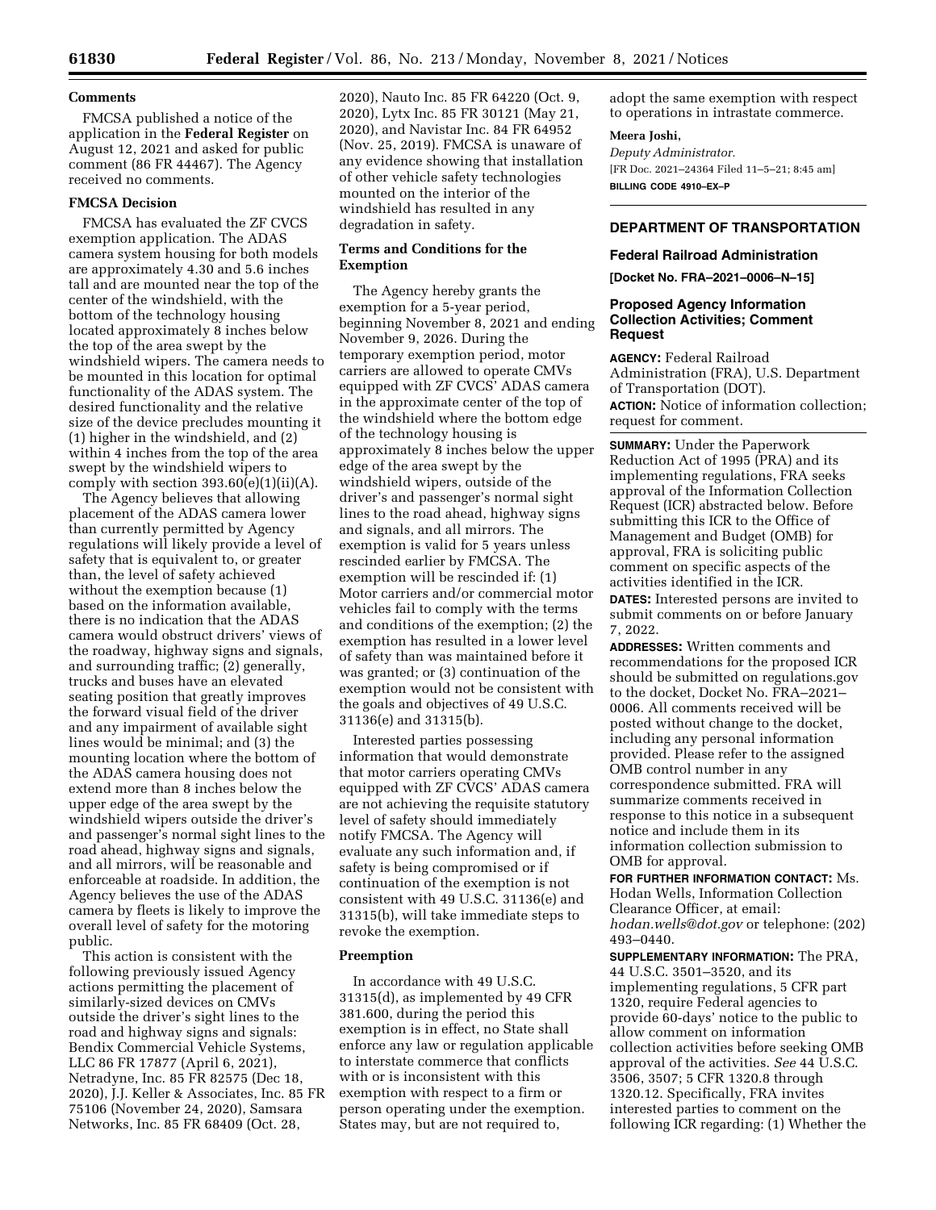## Comments

FMCSA published a notice of the application in the **Federal Register** on August 12, 2021 and asked for public comment (86 FR 44467). The Agency received no comments.

## FMCSA Decision

FMCSA has evaluated the ZF CVCS exemption application. The ADAS camera system housing for both models are approximately 4.30 and 5.6 inches tall and are mounted near the top of the center of the windshield, with the bottom of the technology housing located approximately 8 inches below the top of the area swept by the windshield wipers. The camera needs to be mounted in this location for optimal functionality of the ADAS system. The desired functionality and the relative size of the device precludes mounting it (1) higher in the windshield, and (2) within 4 inches from the top of the area swept by the windshield wipers to comply with section 393.60(e)(1)(ii)(A).

The Agency believes that allowing placement of the ADAS camera lower than currently permitted by Agency regulations will likely provide a level of safety that is equivalent to, or greater than, the level of safety achieved without the exemption because (1) based on the information available, there is no indication that the ADAS camera would obstruct drivers' views of the roadway, highway signs and signals, and surrounding traffic; (2) generally, trucks and buses have an elevated seating position that greatly improves the forward visual field of the driver and any impairment of available sight lines would be minimal; and (3) the mounting location where the bottom of the ADAS camera housing does not extend more than 8 inches below the upper edge of the area swept by the windshield wipers outside the driver's and passenger's normal sight lines to the road ahead, highway signs and signals, and all mirrors, will be reasonable and enforceable at roadside. In addition, the Agency believes the use of the ADAS camera by fleets is likely to improve the overall level of safety for the motoring public.

This action is consistent with the following previously issued Agency actions permitting the placement of similarly-sized devices on CMVs outside the driver's sight lines to the road and highway signs and signals: Bendix Commercial Vehicle Systems, LLC 86 FR 17877 (April 6, 2021), Netradyne, Inc. 85 FR 82575 (Dec 18, 2020), J.J. Keller & Associates, Inc. 85 FR 75106 (November 24, 2020), Samsara Networks, Inc. 85 FR 68409 (Oct. 28, 2020), Nauto Inc. 85 FR 64220 (Oct. 9, 2020), Lytx Inc. 85 FR 30121 (May 21, 2020), and Navistar Inc. 84 FR 64952 (Nov. 25, 2019). FMCSA is unaware of any evidence showing that installation of other vehicle safety technologies mounted on the interior of the windshield has resulted in any degradation in safety.

## Terms and Conditions for the Exemption

The Agency hereby grants the exemption for a 5-year period, beginning November 8, 2021 and ending November 9, 2026. During the temporary exemption period, motor carriers are allowed to operate CMVs equipped with ZF CVCS' ADAS camera in the approximate center of the top of the windshield where the bottom edge of the technology housing is approximately 8 inches below the upper edge of the area swept by the windshield wipers, outside of the driver's and passenger's normal sight lines to the road ahead, highway signs and signals, and all mirrors. The exemption is valid for 5 years unless rescinded earlier by FMCSA. The exemption will be rescinded if: (1) Motor carriers and/or commercial motor vehicles fail to comply with the terms and conditions of the exemption; (2) the exemption has resulted in a lower level of safety than was maintained before it was granted; or (3) continuation of the exemption would not be consistent with the goals and objectives of 49 U.S.C. 31136(e) and 31315(b).

Interested parties possessing information that would demonstrate that motor carriers operating CMVs equipped with ZF CVCS' ADAS camera are not achieving the requisite statutory level of safety should immediately notify FMCSA. The Agency will evaluate any such information and, if safety is being compromised or if continuation of the exemption is not consistent with 49 U.S.C. 31136(e) and 31315(b), will take immediate steps to revoke the exemption.

## Preemption

In accordance with 49 U.S.C. 31315(d), as implemented by 49 CFR 381.600, during the period this exemption is in effect, no State shall enforce any law or regulation applicable to interstate commerce that conflicts with or is inconsistent with this exemption with respect to a firm or person operating under the exemption. States may, but are not required to, adopt the same exemption with respect to operations in intrastate commerce.

**Meera Joshi,**

*Deputy Administrator.*

[FR Doc. 2021–24364 Filed 11–5–21; 8:45 am]

**BILLING CODE 4910–EX–P**

---

# DEPARTMENT OF TRANSPORTATION

## Federal Railroad Administration

**[Docket No. FRA–2021–0006–N–15]**

## Proposed Agency Information Collection Activities; Comment Request

**AGENCY:** Federal Railroad Administration (FRA), U.S. Department of Transportation (DOT).

**ACTION:** Notice of information collection; request for comment.

**SUMMARY:** Under the Paperwork Reduction Act of 1995 (PRA) and its implementing regulations, FRA seeks approval of the Information Collection Request (ICR) abstracted below. Before submitting this ICR to the Office of Management and Budget (OMB) for approval, FRA is soliciting public comment on specific aspects of the activities identified in the ICR.

**DATES:** Interested persons are invited to submit comments on or before January 7, 2022.

**ADDRESSES:** Written comments and recommendations for the proposed ICR should be submitted on regulations.gov to the docket, Docket No. FRA–2021–0006. All comments received will be posted without change to the docket, including any personal information provided. Please refer to the assigned OMB control number in any correspondence submitted. FRA will summarize comments received in response to this notice in a subsequent notice and include them in its information collection submission to OMB for approval.

**FOR FURTHER INFORMATION CONTACT:** Ms. Hodan Wells, Information Collection Clearance Officer, at email: *hodan.wells@dot.gov* or telephone: (202) 493–0440.

**SUPPLEMENTARY INFORMATION:** The PRA, 44 U.S.C. 3501–3520, and its implementing regulations, 5 CFR part 1320, require Federal agencies to provide 60-days' notice to the public to allow comment on information collection activities before seeking OMB approval of the activities. *See* 44 U.S.C. 3506, 3507; 5 CFR 1320.8 through 1320.12. Specifically, FRA invites interested parties to comment on the following ICR regarding: (1) Whether the